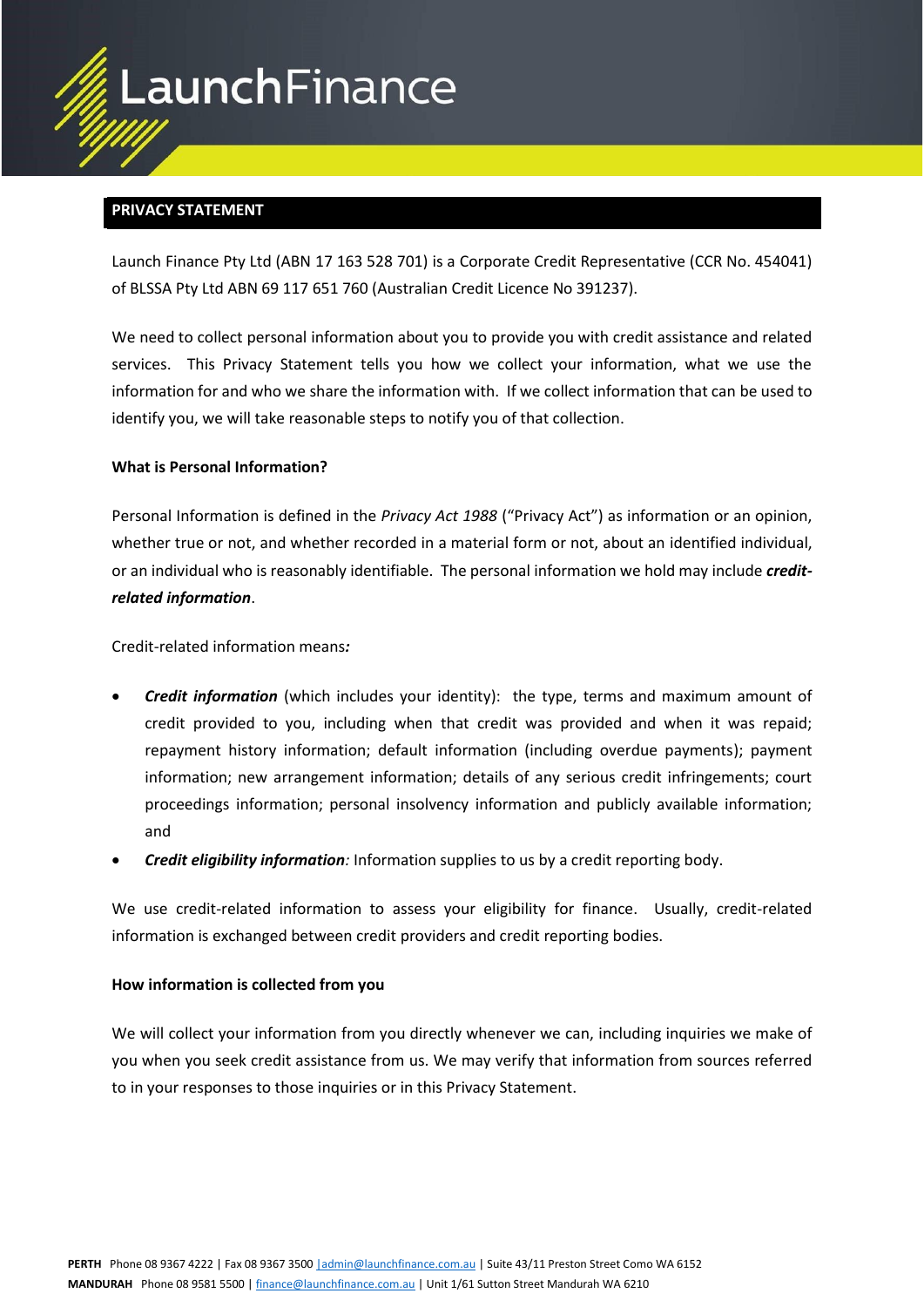# PRIVACY STATEMENT

Launch Finance Pty Ltd (ABN 17 163 528 701) is a Corporate Credit Representative (CCR No. 454041) of BLSSA Pty Ltd ABN 69 117 651 760 (Australian Credit Licence No 391237).

We need to collect personal information about you to provide you with credit assistance and related services. This Privacy Statement tells you how we collect your information, what we use the information for and who we share the information with. If we collect information that can be used to identify you, we will take reasonable steps to notify you of that collection.

**What is Personal Information?**

Personal Information is defined in the *Privacy Act 1988* ("Privacy Act") as information or an opinion, whether true or not, and whether recorded in a material form or not, about an identified individual, or an individual who is reasonably identifiable. The personal information we hold may include ***credit-related information***.

Credit-related information means***:***

- ***Credit information*** (which includes your identity): the type, terms and maximum amount of credit provided to you, including when that credit was provided and when it was repaid; repayment history information; default information (including overdue payments); payment information; new arrangement information; details of any serious credit infringements; court proceedings information; personal insolvency information and publicly available information; and
- ***Credit eligibility information****:* Information supplies to us by a credit reporting body.

We use credit-related information to assess your eligibility for finance. Usually, credit-related information is exchanged between credit providers and credit reporting bodies.

**How information is collected from you**

We will collect your information from you directly whenever we can, including inquiries we make of you when you seek credit assistance from us. We may verify that information from sources referred to in your responses to those inquiries or in this Privacy Statement.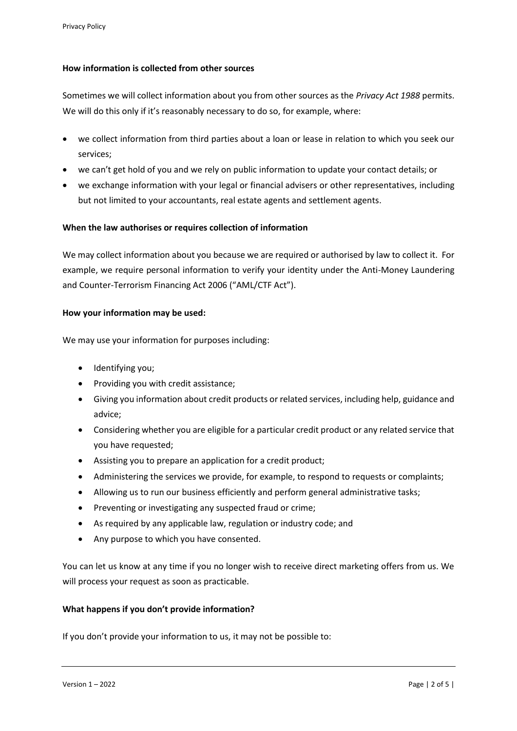**How information is collected from other sources**

Sometimes we will collect information about you from other sources as the *Privacy Act 1988* permits. We will do this only if it's reasonably necessary to do so, for example, where:

- we collect information from third parties about a loan or lease in relation to which you seek our services;
- we can't get hold of you and we rely on public information to update your contact details; or
- we exchange information with your legal or financial advisers or other representatives, including but not limited to your accountants, real estate agents and settlement agents.

**When the law authorises or requires collection of information**

We may collect information about you because we are required or authorised by law to collect it. For example, we require personal information to verify your identity under the Anti-Money Laundering and Counter-Terrorism Financing Act 2006 ("AML/CTF Act").

**How your information may be used:**

We may use your information for purposes including:

- Identifying you;
- Providing you with credit assistance;
- Giving you information about credit products or related services, including help, guidance and advice;
- Considering whether you are eligible for a particular credit product or any related service that you have requested;
- Assisting you to prepare an application for a credit product;
- Administering the services we provide, for example, to respond to requests or complaints;
- Allowing us to run our business efficiently and perform general administrative tasks;
- Preventing or investigating any suspected fraud or crime;
- As required by any applicable law, regulation or industry code; and
- Any purpose to which you have consented.

You can let us know at any time if you no longer wish to receive direct marketing offers from us. We will process your request as soon as practicable.

**What happens if you don't provide information?**

If you don't provide your information to us, it may not be possible to: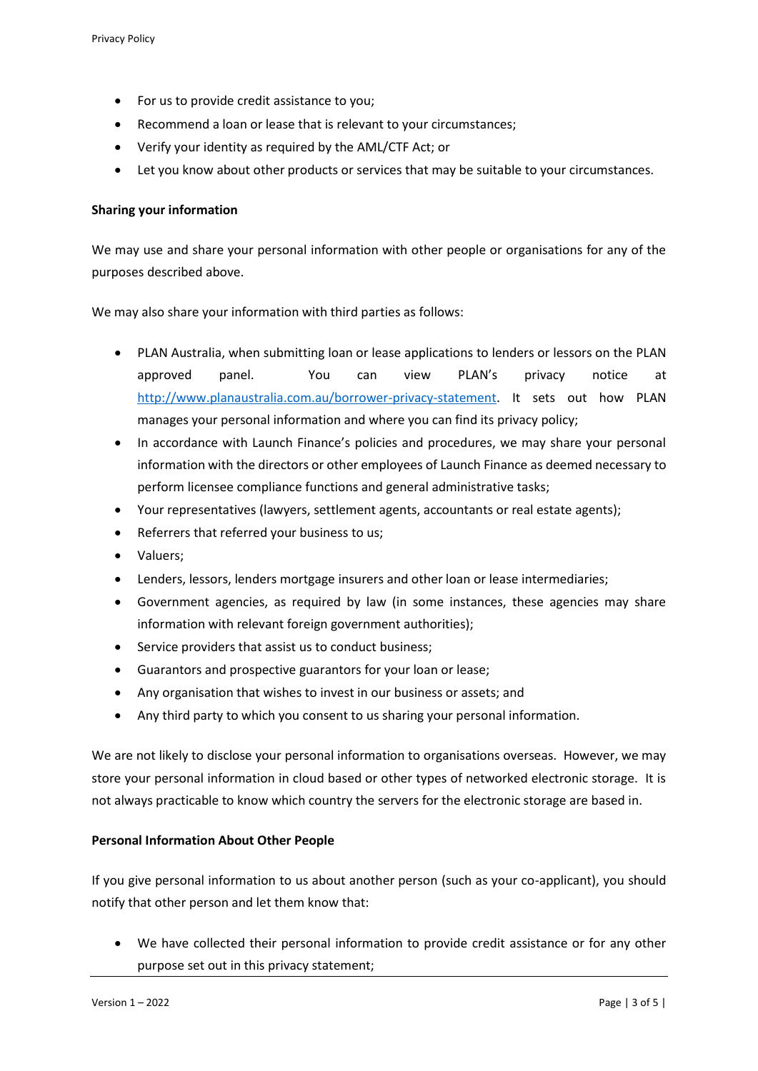- For us to provide credit assistance to you;
- Recommend a loan or lease that is relevant to your circumstances;
- Verify your identity as required by the AML/CTF Act; or
- Let you know about other products or services that may be suitable to your circumstances.

**Sharing your information**

We may use and share your personal information with other people or organisations for any of the purposes described above.

We may also share your information with third parties as follows:

- PLAN Australia, when submitting loan or lease applications to lenders or lessors on the PLAN approved panel. You can view PLAN's privacy notice at [http://www.planaustralia.com.au/borrower-privacy-statement](http://www.planaustralia.com.au/borrower-privacy-statement). It sets out how PLAN manages your personal information and where you can find its privacy policy;
- In accordance with Launch Finance's policies and procedures, we may share your personal information with the directors or other employees of Launch Finance as deemed necessary to perform licensee compliance functions and general administrative tasks;
- Your representatives (lawyers, settlement agents, accountants or real estate agents);
- Referrers that referred your business to us;
- Valuers;
- Lenders, lessors, lenders mortgage insurers and other loan or lease intermediaries;
- Government agencies, as required by law (in some instances, these agencies may share information with relevant foreign government authorities);
- Service providers that assist us to conduct business;
- Guarantors and prospective guarantors for your loan or lease;
- Any organisation that wishes to invest in our business or assets; and
- Any third party to which you consent to us sharing your personal information.

We are not likely to disclose your personal information to organisations overseas. However, we may store your personal information in cloud based or other types of networked electronic storage. It is not always practicable to know which country the servers for the electronic storage are based in.

**Personal Information About Other People**

If you give personal information to us about another person (such as your co-applicant), you should notify that other person and let them know that:

- We have collected their personal information to provide credit assistance or for any other purpose set out in this privacy statement;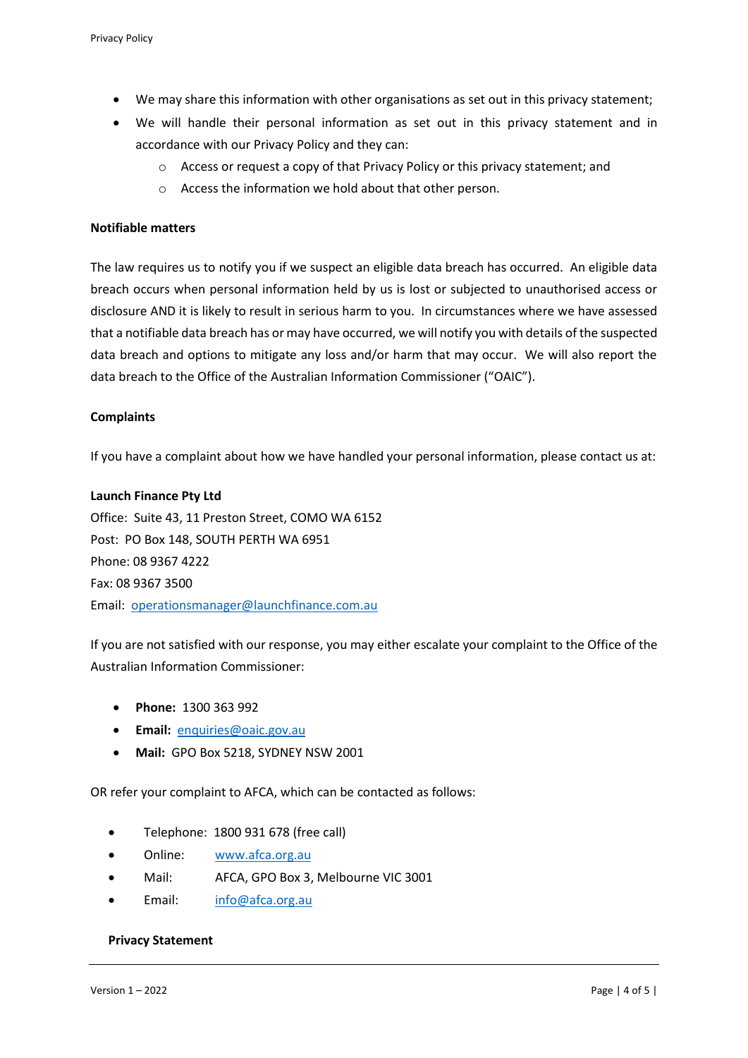- We may share this information with other organisations as set out in this privacy statement;
- We will handle their personal information as set out in this privacy statement and in accordance with our Privacy Policy and they can:
    - Access or request a copy of that Privacy Policy or this privacy statement; and
    - Access the information we hold about that other person.

**Notifiable matters**

The law requires us to notify you if we suspect an eligible data breach has occurred. An eligible data breach occurs when personal information held by us is lost or subjected to unauthorised access or disclosure AND it is likely to result in serious harm to you. In circumstances where we have assessed that a notifiable data breach has or may have occurred, we will notify you with details of the suspected data breach and options to mitigate any loss and/or harm that may occur. We will also report the data breach to the Office of the Australian Information Commissioner ("OAIC").

**Complaints**

If you have a complaint about how we have handled your personal information, please contact us at:

**Launch Finance Pty Ltd**
Office: Suite 43, 11 Preston Street, COMO WA 6152
Post: PO Box 148, SOUTH PERTH WA 6951
Phone: 08 9367 4222
Fax: 08 9367 3500
Email: operationsmanager@launchfinance.com.au

If you are not satisfied with our response, you may either escalate your complaint to the Office of the Australian Information Commissioner:

- **Phone:** 1300 363 992
- **Email:** enquiries@oaic.gov.au
- **Mail:** GPO Box 5218, SYDNEY NSW 2001

OR refer your complaint to AFCA, which can be contacted as follows:

- Telephone: 1800 931 678 (free call)
- Online: www.afca.org.au
- Mail: AFCA, GPO Box 3, Melbourne VIC 3001
- Email: info@afca.org.au

**Privacy Statement**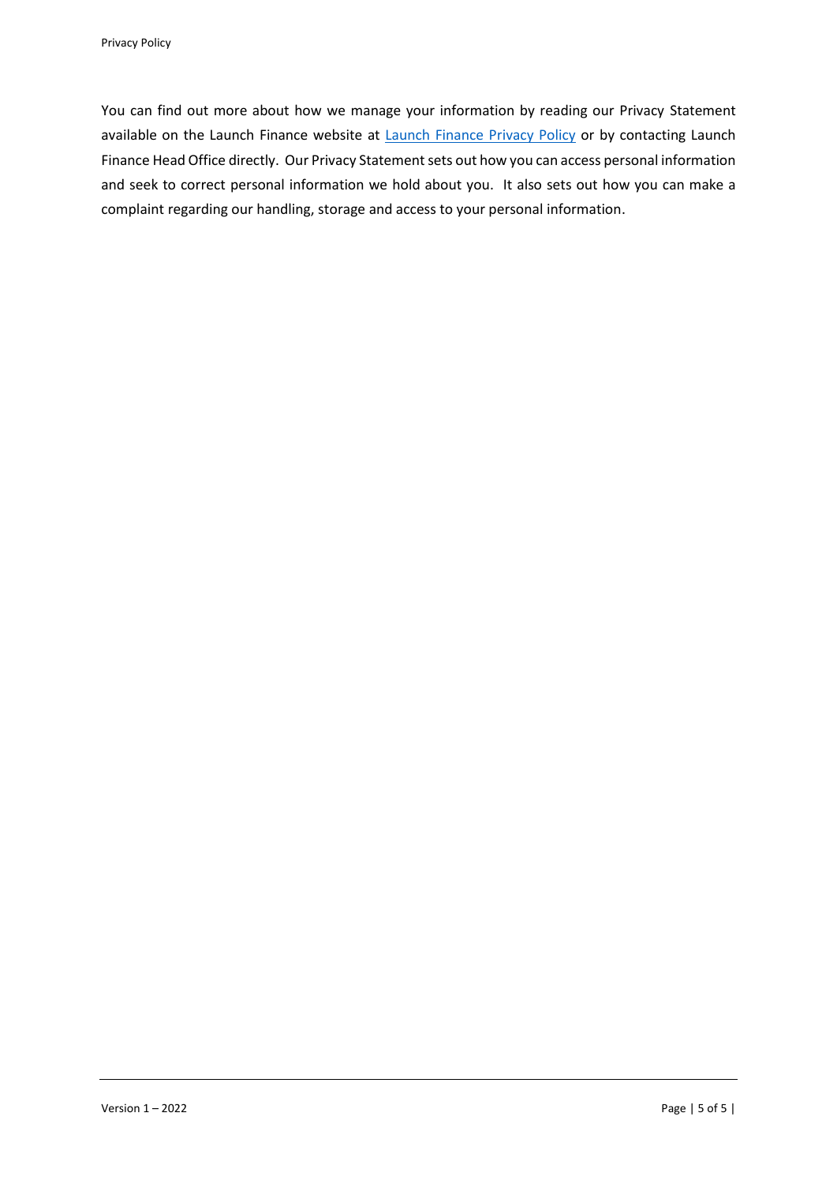You can find out more about how we manage your information by reading our Privacy Statement available on the Launch Finance website at Launch Finance Privacy Policy or by contacting Launch Finance Head Office directly. Our Privacy Statement sets out how you can access personal information and seek to correct personal information we hold about you. It also sets out how you can make a complaint regarding our handling, storage and access to your personal information.